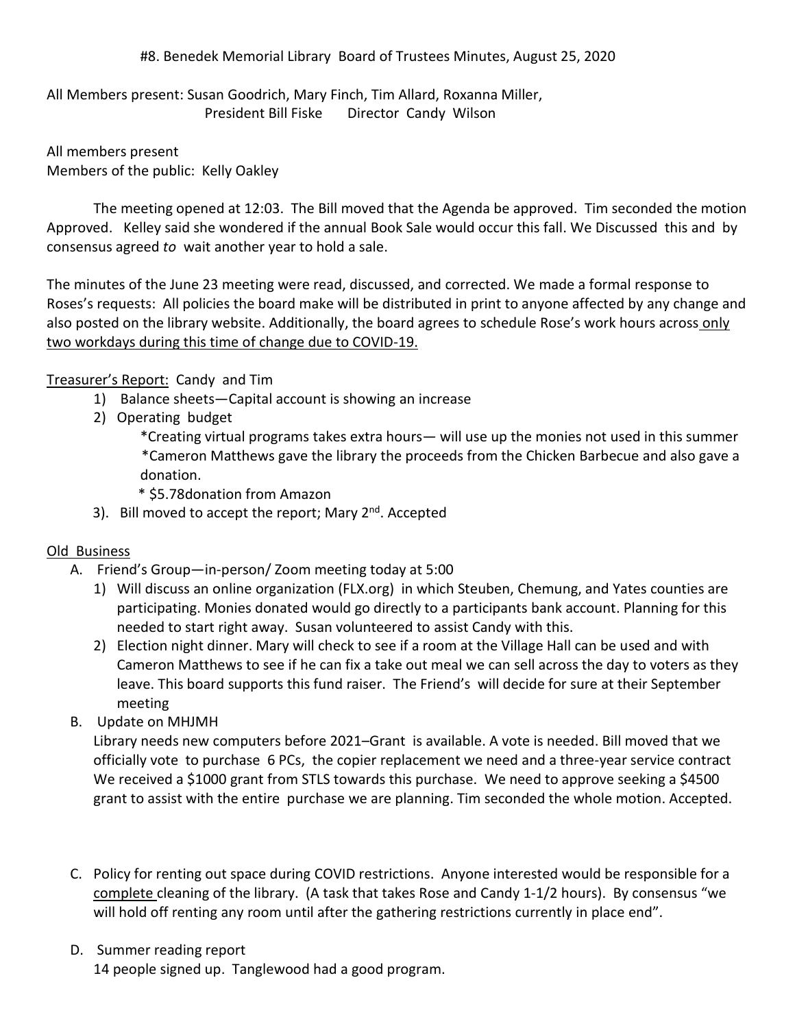#8. Benedek Memorial Library Board of Trustees Minutes, August 25, 2020

All Members present: Susan Goodrich, Mary Finch, Tim Allard, Roxanna Miller, President Bill Fiske Director Candy Wilson

All members present
Members of the public: Kelly Oakley

The meeting opened at 12:03. The Bill moved that the Agenda be approved. Tim seconded the motion Approved. Kelley said she wondered if the annual Book Sale would occur this fall. We Discussed this and by consensus agreed *to* wait another year to hold a sale.

The minutes of the June 23 meeting were read, discussed, and corrected. We made a formal response to Roses's requests: All policies the board make will be distributed in print to anyone affected by any change and also posted on the library website. Additionally, the board agrees to schedule Rose's work hours across only two workdays during this time of change due to COVID-19.

Treasurer's Report: Candy and Tim

1) Balance sheets—Capital account is showing an increase
2) Operating budget
   - *Creating virtual programs takes extra hours— will use up the monies not used in this summer
   - *Cameron Matthews gave the library the proceeds from the Chicken Barbecue and also gave a donation.
   - * $5.78donation from Amazon
3). Bill moved to accept the report; Mary 2nd. Accepted

Old Business

A. Friend's Group—in-person/ Zoom meeting today at 5:00
   1) Will discuss an online organization (FLX.org) in which Steuben, Chemung, and Yates counties are participating. Monies donated would go directly to a participants bank account. Planning for this needed to start right away. Susan volunteered to assist Candy with this.
   2) Election night dinner. Mary will check to see if a room at the Village Hall can be used and with Cameron Matthews to see if he can fix a take out meal we can sell across the day to voters as they leave. This board supports this fund raiser. The Friend's will decide for sure at their September meeting

B. Update on MHJMH
   Library needs new computers before 2021–Grant is available. A vote is needed. Bill moved that we officially vote to purchase 6 PCs, the copier replacement we need and a three-year service contract We received a $1000 grant from STLS towards this purchase. We need to approve seeking a $4500 grant to assist with the entire purchase we are planning. Tim seconded the whole motion. Accepted.

C. Policy for renting out space during COVID restrictions. Anyone interested would be responsible for a complete cleaning of the library. (A task that takes Rose and Candy 1-1/2 hours). By consensus "we will hold off renting any room until after the gathering restrictions currently in place end".

D. Summer reading report
   14 people signed up. Tanglewood had a good program.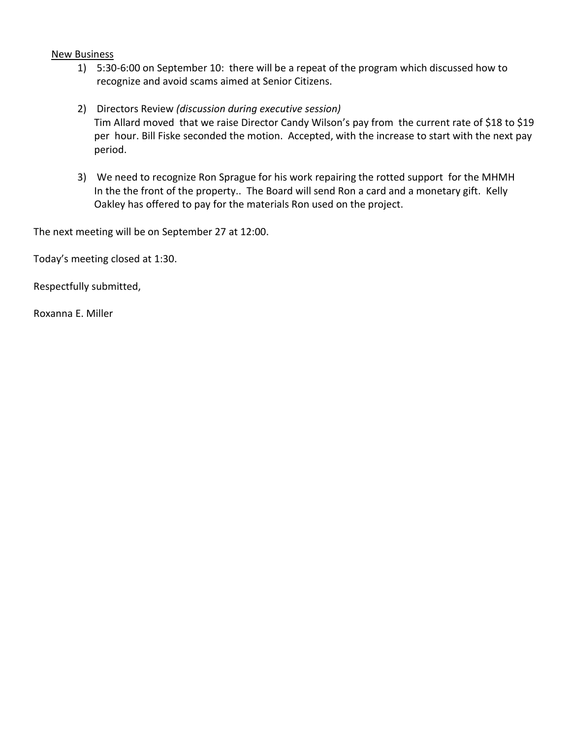New Business

1) 5:30-6:00 on September 10: there will be a repeat of the program which discussed how to recognize and avoid scams aimed at Senior Citizens.

2) Directors Review *(discussion during executive session)*
   Tim Allard moved that we raise Director Candy Wilson's pay from the current rate of $18 to $19 per hour. Bill Fiske seconded the motion. Accepted, with the increase to start with the next pay period.

3) We need to recognize Ron Sprague for his work repairing the rotted support for the MHMH In the the front of the property.. The Board will send Ron a card and a monetary gift. Kelly Oakley has offered to pay for the materials Ron used on the project.

The next meeting will be on September 27 at 12:00.

Today's meeting closed at 1:30.

Respectfully submitted,

Roxanna E. Miller